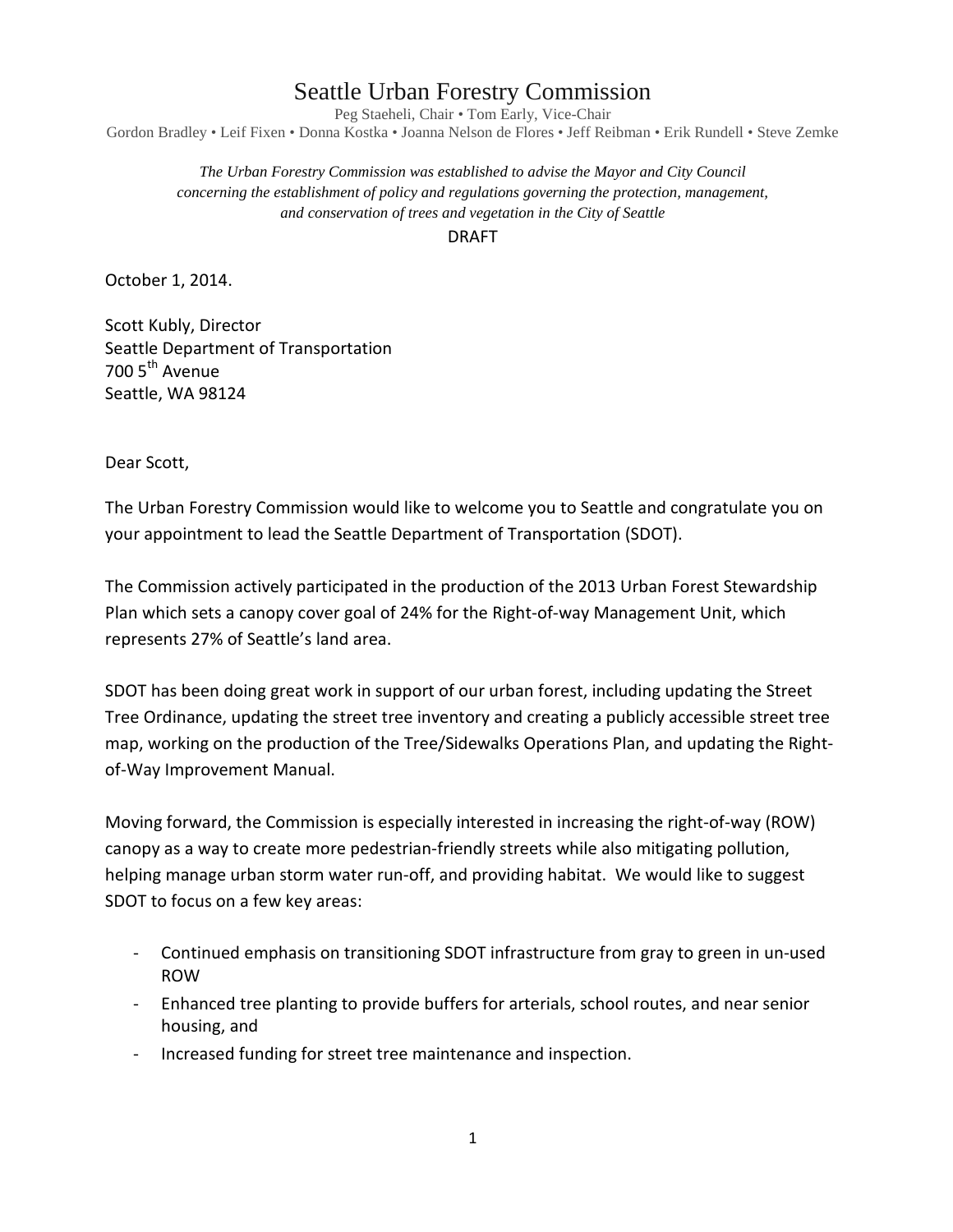# Seattle Urban Forestry Commission

Peg Staeheli, Chair • Tom Early, Vice-Chair
Gordon Bradley • Leif Fixen • Donna Kostka • Joanna Nelson de Flores • Jeff Reibman • Erik Rundell • Steve Zemke

*The Urban Forestry Commission was established to advise the Mayor and City Council concerning the establishment of policy and regulations governing the protection, management, and conservation of trees and vegetation in the City of Seattle*

DRAFT

October 1, 2014.

Scott Kubly, Director
Seattle Department of Transportation
700 5th Avenue
Seattle, WA 98124

Dear Scott,

The Urban Forestry Commission would like to welcome you to Seattle and congratulate you on your appointment to lead the Seattle Department of Transportation (SDOT).

The Commission actively participated in the production of the 2013 Urban Forest Stewardship Plan which sets a canopy cover goal of 24% for the Right-of-way Management Unit, which represents 27% of Seattle's land area.

SDOT has been doing great work in support of our urban forest, including updating the Street Tree Ordinance, updating the street tree inventory and creating a publicly accessible street tree map, working on the production of the Tree/Sidewalks Operations Plan, and updating the Right-of-Way Improvement Manual.

Moving forward, the Commission is especially interested in increasing the right-of-way (ROW) canopy as a way to create more pedestrian-friendly streets while also mitigating pollution, helping manage urban storm water run-off, and providing habitat. We would like to suggest SDOT to focus on a few key areas:

- Continued emphasis on transitioning SDOT infrastructure from gray to green in un-used ROW
- Enhanced tree planting to provide buffers for arterials, school routes, and near senior housing, and
- Increased funding for street tree maintenance and inspection.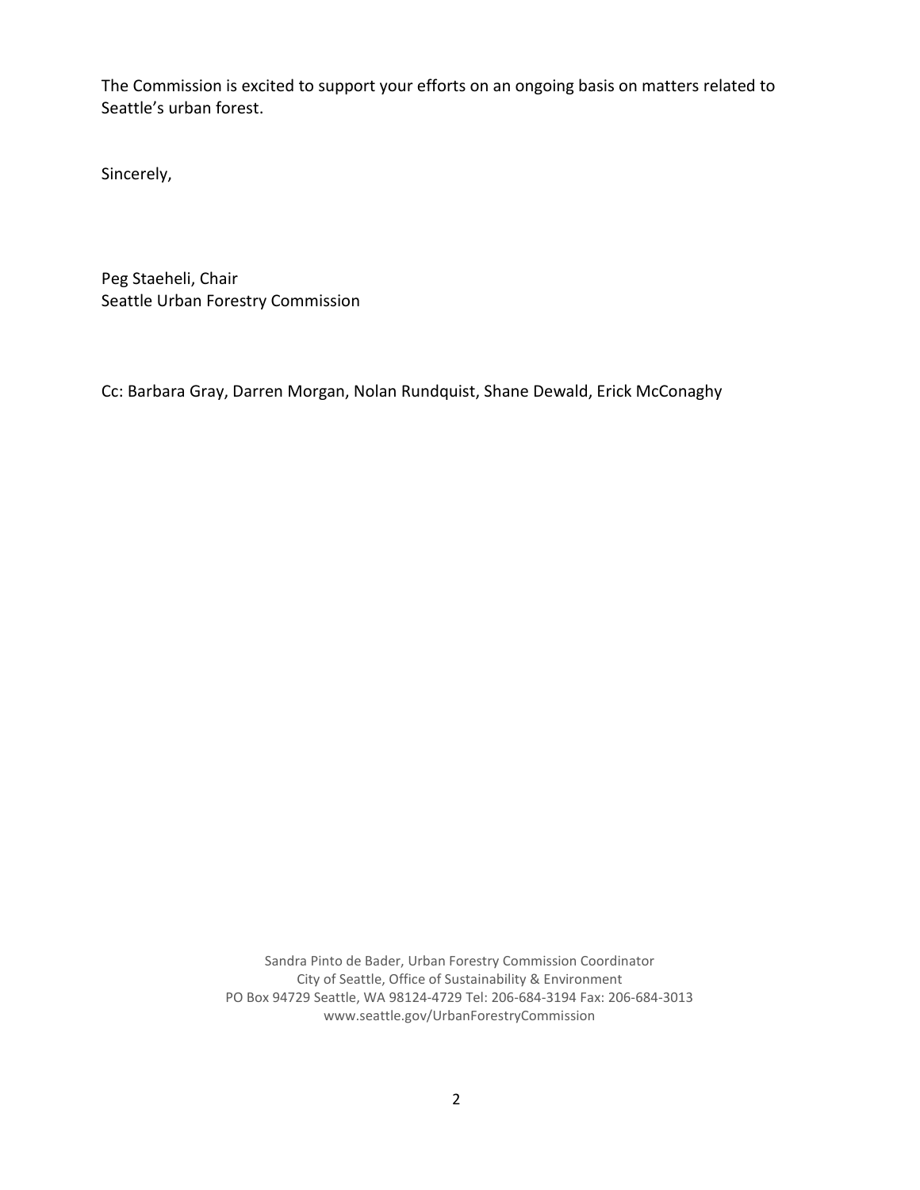The Commission is excited to support your efforts on an ongoing basis on matters related to Seattle's urban forest.

Sincerely,

Peg Staeheli, Chair
Seattle Urban Forestry Commission

Cc: Barbara Gray, Darren Morgan, Nolan Rundquist, Shane Dewald, Erick McConaghy

Sandra Pinto de Bader, Urban Forestry Commission Coordinator
City of Seattle, Office of Sustainability & Environment
PO Box 94729 Seattle, WA 98124-4729 Tel: 206-684-3194 Fax: 206-684-3013
www.seattle.gov/UrbanForestryCommission